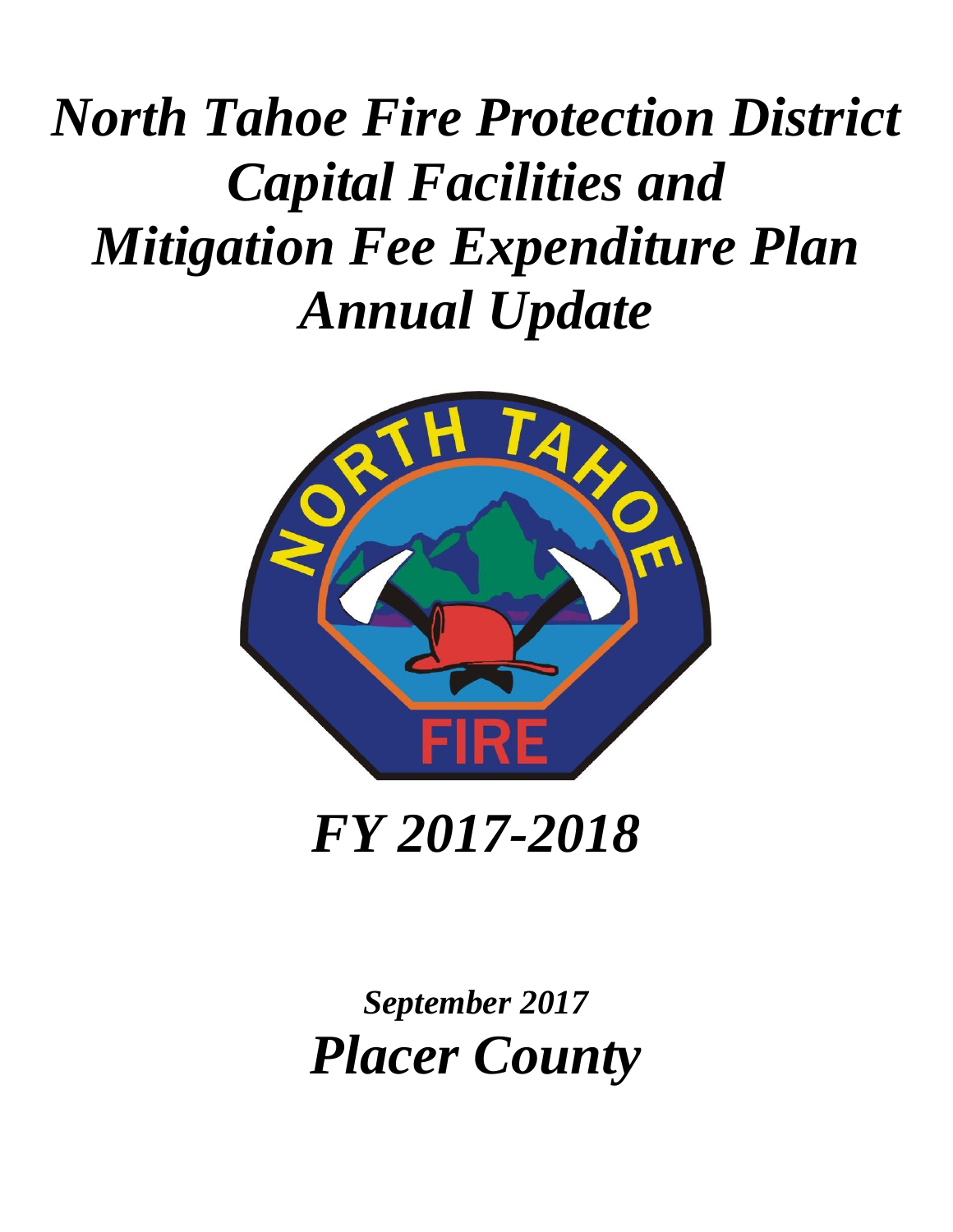# *North Tahoe Fire Protection District Capital Facilities and Mitigation Fee Expenditure Plan Annual Update*

# *FY 2017-2018*

***September 2017***

# *Placer County*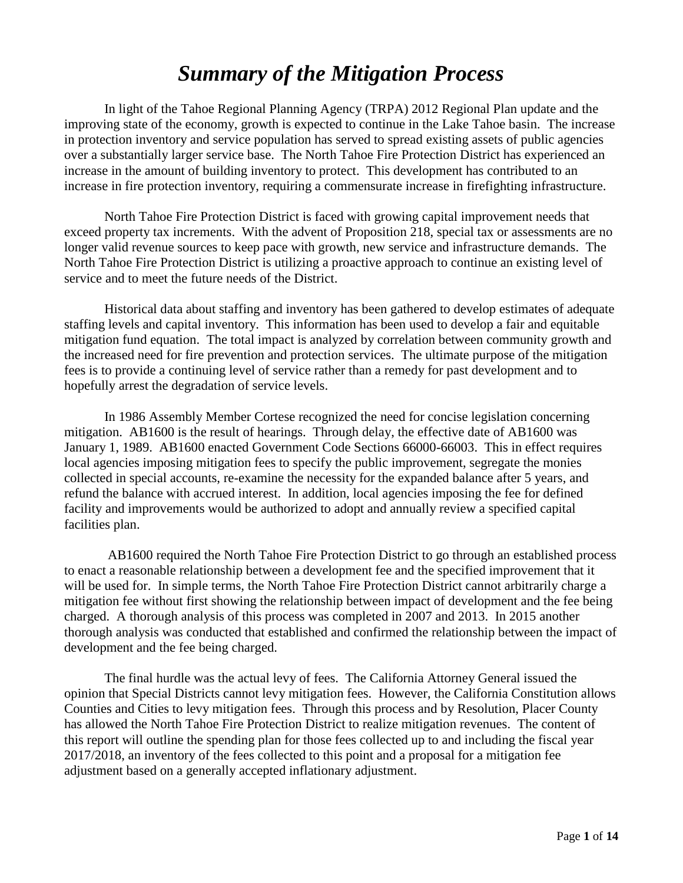# *Summary of the Mitigation Process*

In light of the Tahoe Regional Planning Agency (TRPA) 2012 Regional Plan update and the improving state of the economy, growth is expected to continue in the Lake Tahoe basin. The increase in protection inventory and service population has served to spread existing assets of public agencies over a substantially larger service base. The North Tahoe Fire Protection District has experienced an increase in the amount of building inventory to protect. This development has contributed to an increase in fire protection inventory, requiring a commensurate increase in firefighting infrastructure.

North Tahoe Fire Protection District is faced with growing capital improvement needs that exceed property tax increments. With the advent of Proposition 218, special tax or assessments are no longer valid revenue sources to keep pace with growth, new service and infrastructure demands. The North Tahoe Fire Protection District is utilizing a proactive approach to continue an existing level of service and to meet the future needs of the District.

Historical data about staffing and inventory has been gathered to develop estimates of adequate staffing levels and capital inventory. This information has been used to develop a fair and equitable mitigation fund equation. The total impact is analyzed by correlation between community growth and the increased need for fire prevention and protection services. The ultimate purpose of the mitigation fees is to provide a continuing level of service rather than a remedy for past development and to hopefully arrest the degradation of service levels.

In 1986 Assembly Member Cortese recognized the need for concise legislation concerning mitigation. AB1600 is the result of hearings. Through delay, the effective date of AB1600 was January 1, 1989. AB1600 enacted Government Code Sections 66000-66003. This in effect requires local agencies imposing mitigation fees to specify the public improvement, segregate the monies collected in special accounts, re-examine the necessity for the expanded balance after 5 years, and refund the balance with accrued interest. In addition, local agencies imposing the fee for defined facility and improvements would be authorized to adopt and annually review a specified capital facilities plan.

AB1600 required the North Tahoe Fire Protection District to go through an established process to enact a reasonable relationship between a development fee and the specified improvement that it will be used for. In simple terms, the North Tahoe Fire Protection District cannot arbitrarily charge a mitigation fee without first showing the relationship between impact of development and the fee being charged. A thorough analysis of this process was completed in 2007 and 2013. In 2015 another thorough analysis was conducted that established and confirmed the relationship between the impact of development and the fee being charged.

The final hurdle was the actual levy of fees. The California Attorney General issued the opinion that Special Districts cannot levy mitigation fees. However, the California Constitution allows Counties and Cities to levy mitigation fees. Through this process and by Resolution, Placer County has allowed the North Tahoe Fire Protection District to realize mitigation revenues. The content of this report will outline the spending plan for those fees collected up to and including the fiscal year 2017/2018, an inventory of the fees collected to this point and a proposal for a mitigation fee adjustment based on a generally accepted inflationary adjustment.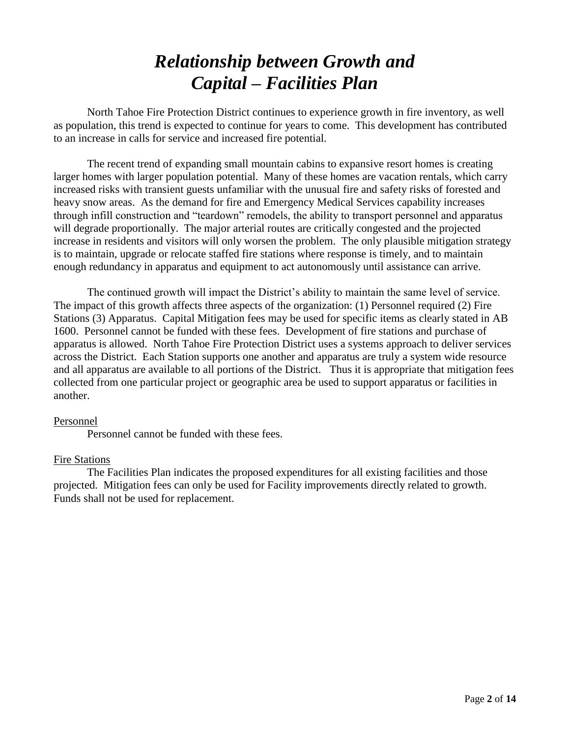# *Relationship between Growth and Capital – Facilities Plan*

North Tahoe Fire Protection District continues to experience growth in fire inventory, as well as population, this trend is expected to continue for years to come. This development has contributed to an increase in calls for service and increased fire potential.

The recent trend of expanding small mountain cabins to expansive resort homes is creating larger homes with larger population potential. Many of these homes are vacation rentals, which carry increased risks with transient guests unfamiliar with the unusual fire and safety risks of forested and heavy snow areas. As the demand for fire and Emergency Medical Services capability increases through infill construction and "teardown" remodels, the ability to transport personnel and apparatus will degrade proportionally. The major arterial routes are critically congested and the projected increase in residents and visitors will only worsen the problem. The only plausible mitigation strategy is to maintain, upgrade or relocate staffed fire stations where response is timely, and to maintain enough redundancy in apparatus and equipment to act autonomously until assistance can arrive.

The continued growth will impact the District's ability to maintain the same level of service. The impact of this growth affects three aspects of the organization: (1) Personnel required (2) Fire Stations (3) Apparatus. Capital Mitigation fees may be used for specific items as clearly stated in AB 1600. Personnel cannot be funded with these fees. Development of fire stations and purchase of apparatus is allowed. North Tahoe Fire Protection District uses a systems approach to deliver services across the District. Each Station supports one another and apparatus are truly a system wide resource and all apparatus are available to all portions of the District. Thus it is appropriate that mitigation fees collected from one particular project or geographic area be used to support apparatus or facilities in another.

<u>Personnel</u>

Personnel cannot be funded with these fees.

<u>Fire Stations</u>

The Facilities Plan indicates the proposed expenditures for all existing facilities and those projected. Mitigation fees can only be used for Facility improvements directly related to growth. Funds shall not be used for replacement.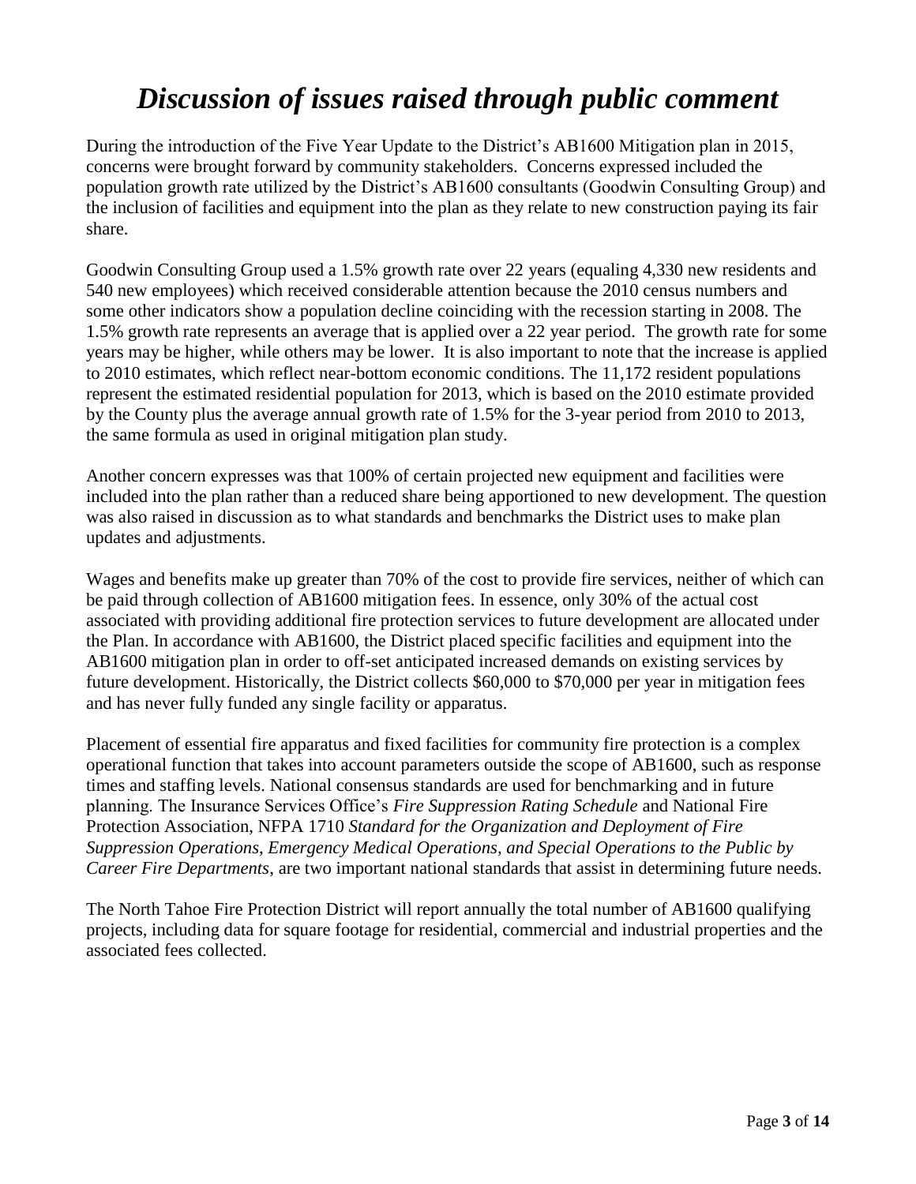# *Discussion of issues raised through public comment*

During the introduction of the Five Year Update to the District's AB1600 Mitigation plan in 2015, concerns were brought forward by community stakeholders. Concerns expressed included the population growth rate utilized by the District's AB1600 consultants (Goodwin Consulting Group) and the inclusion of facilities and equipment into the plan as they relate to new construction paying its fair share.

Goodwin Consulting Group used a 1.5% growth rate over 22 years (equaling 4,330 new residents and 540 new employees) which received considerable attention because the 2010 census numbers and some other indicators show a population decline coinciding with the recession starting in 2008. The 1.5% growth rate represents an average that is applied over a 22 year period. The growth rate for some years may be higher, while others may be lower. It is also important to note that the increase is applied to 2010 estimates, which reflect near-bottom economic conditions. The 11,172 resident populations represent the estimated residential population for 2013, which is based on the 2010 estimate provided by the County plus the average annual growth rate of 1.5% for the 3-year period from 2010 to 2013, the same formula as used in original mitigation plan study.

Another concern expresses was that 100% of certain projected new equipment and facilities were included into the plan rather than a reduced share being apportioned to new development. The question was also raised in discussion as to what standards and benchmarks the District uses to make plan updates and adjustments.

Wages and benefits make up greater than 70% of the cost to provide fire services, neither of which can be paid through collection of AB1600 mitigation fees. In essence, only 30% of the actual cost associated with providing additional fire protection services to future development are allocated under the Plan. In accordance with AB1600, the District placed specific facilities and equipment into the AB1600 mitigation plan in order to off-set anticipated increased demands on existing services by future development. Historically, the District collects $60,000 to $70,000 per year in mitigation fees and has never fully funded any single facility or apparatus.

Placement of essential fire apparatus and fixed facilities for community fire protection is a complex operational function that takes into account parameters outside the scope of AB1600, such as response times and staffing levels. National consensus standards are used for benchmarking and in future planning. The Insurance Services Office's *Fire Suppression Rating Schedule* and National Fire Protection Association, NFPA 1710 *Standard for the Organization and Deployment of Fire Suppression Operations, Emergency Medical Operations, and Special Operations to the Public by Career Fire Departments*, are two important national standards that assist in determining future needs.

The North Tahoe Fire Protection District will report annually the total number of AB1600 qualifying projects, including data for square footage for residential, commercial and industrial properties and the associated fees collected.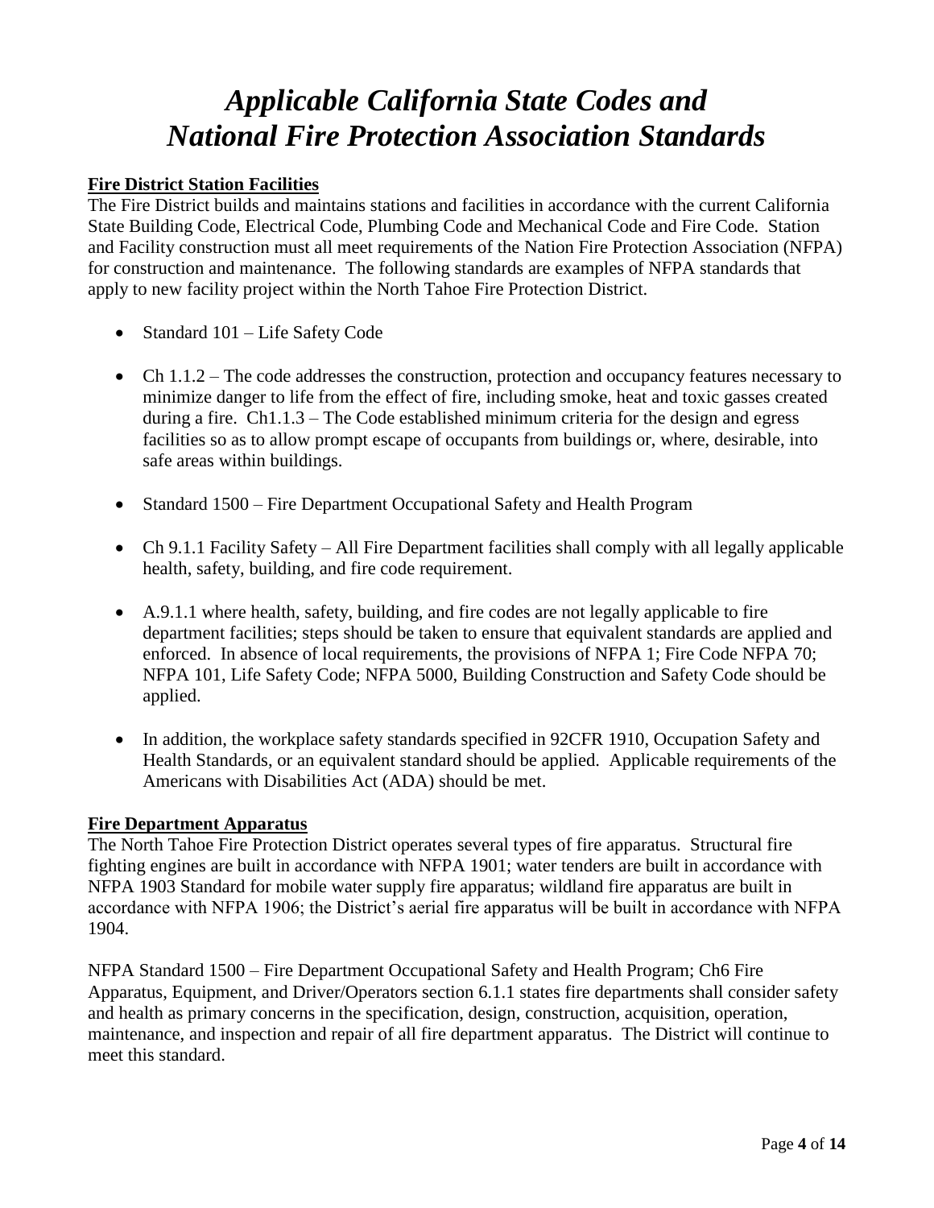# *Applicable California State Codes and National Fire Protection Association Standards*

**Fire District Station Facilities**

The Fire District builds and maintains stations and facilities in accordance with the current California State Building Code, Electrical Code, Plumbing Code and Mechanical Code and Fire Code. Station and Facility construction must all meet requirements of the Nation Fire Protection Association (NFPA) for construction and maintenance. The following standards are examples of NFPA standards that apply to new facility project within the North Tahoe Fire Protection District.

- Standard 101 – Life Safety Code
- Ch 1.1.2 – The code addresses the construction, protection and occupancy features necessary to minimize danger to life from the effect of fire, including smoke, heat and toxic gasses created during a fire. Ch1.1.3 – The Code established minimum criteria for the design and egress facilities so as to allow prompt escape of occupants from buildings or, where, desirable, into safe areas within buildings.
- Standard 1500 – Fire Department Occupational Safety and Health Program
- Ch 9.1.1 Facility Safety – All Fire Department facilities shall comply with all legally applicable health, safety, building, and fire code requirement.
- A.9.1.1 where health, safety, building, and fire codes are not legally applicable to fire department facilities; steps should be taken to ensure that equivalent standards are applied and enforced. In absence of local requirements, the provisions of NFPA 1; Fire Code NFPA 70; NFPA 101, Life Safety Code; NFPA 5000, Building Construction and Safety Code should be applied.
- In addition, the workplace safety standards specified in 92CFR 1910, Occupation Safety and Health Standards, or an equivalent standard should be applied. Applicable requirements of the Americans with Disabilities Act (ADA) should be met.

**Fire Department Apparatus**

The North Tahoe Fire Protection District operates several types of fire apparatus. Structural fire fighting engines are built in accordance with NFPA 1901; water tenders are built in accordance with NFPA 1903 Standard for mobile water supply fire apparatus; wildland fire apparatus are built in accordance with NFPA 1906; the District's aerial fire apparatus will be built in accordance with NFPA 1904.

NFPA Standard 1500 – Fire Department Occupational Safety and Health Program; Ch6 Fire Apparatus, Equipment, and Driver/Operators section 6.1.1 states fire departments shall consider safety and health as primary concerns in the specification, design, construction, acquisition, operation, maintenance, and inspection and repair of all fire department apparatus. The District will continue to meet this standard.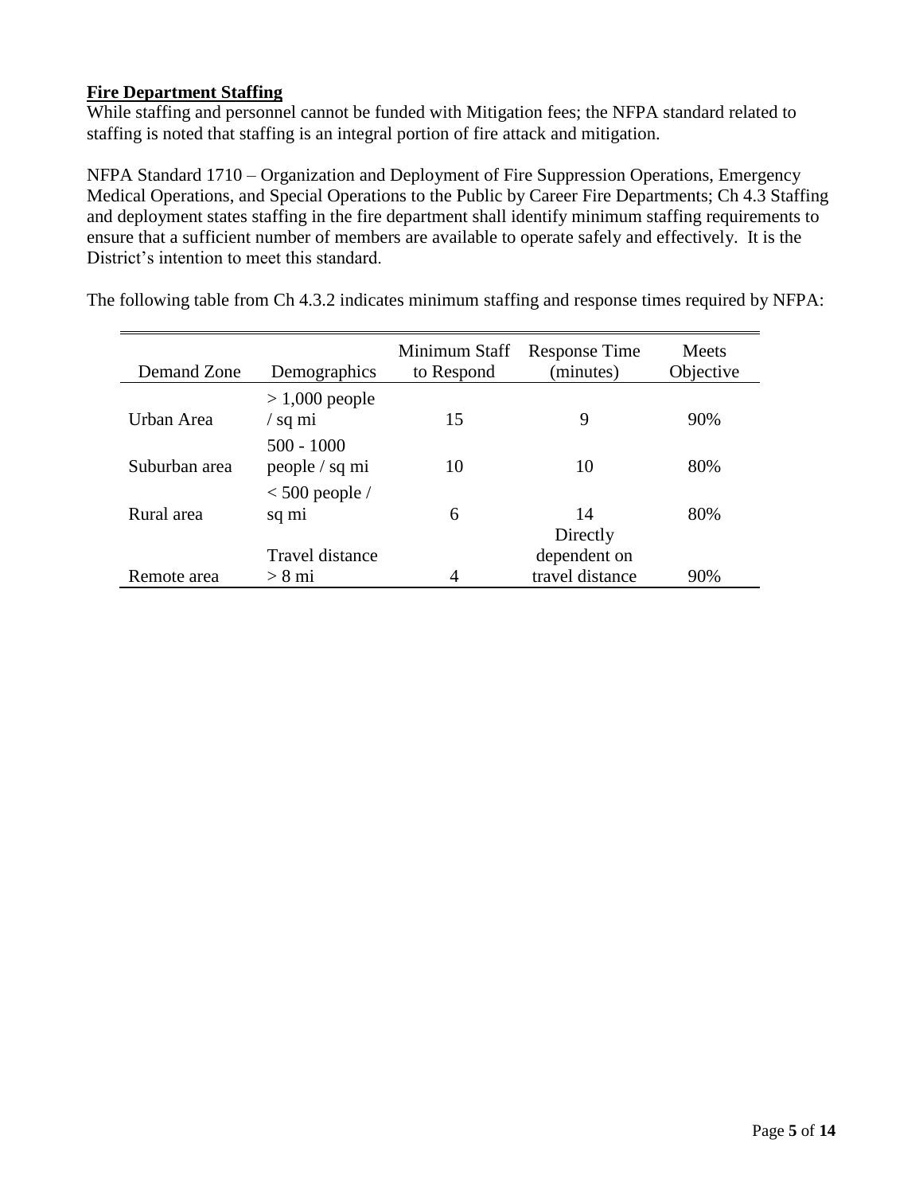**Fire Department Staffing**

While staffing and personnel cannot be funded with Mitigation fees; the NFPA standard related to staffing is noted that staffing is an integral portion of fire attack and mitigation.

NFPA Standard 1710 – Organization and Deployment of Fire Suppression Operations, Emergency Medical Operations, and Special Operations to the Public by Career Fire Departments; Ch 4.3 Staffing and deployment states staffing in the fire department shall identify minimum staffing requirements to ensure that a sufficient number of members are available to operate safely and effectively. It is the District's intention to meet this standard.

The following table from Ch 4.3.2 indicates minimum staffing and response times required by NFPA:

| Demand Zone | Demographics | Minimum Staff to Respond | Response Time (minutes) | Meets Objective |
|---|---|---|---|---|
| Urban Area | > 1,000 people / sq mi | 15 | 9 | 90% |
| Suburban area | 500 - 1000 people / sq mi | 10 | 10 | 80% |
| Rural area | < 500 people / sq mi | 6 | 14 | 80% |
| Remote area | Travel distance > 8 mi | 4 | Directly dependent on travel distance | 90% |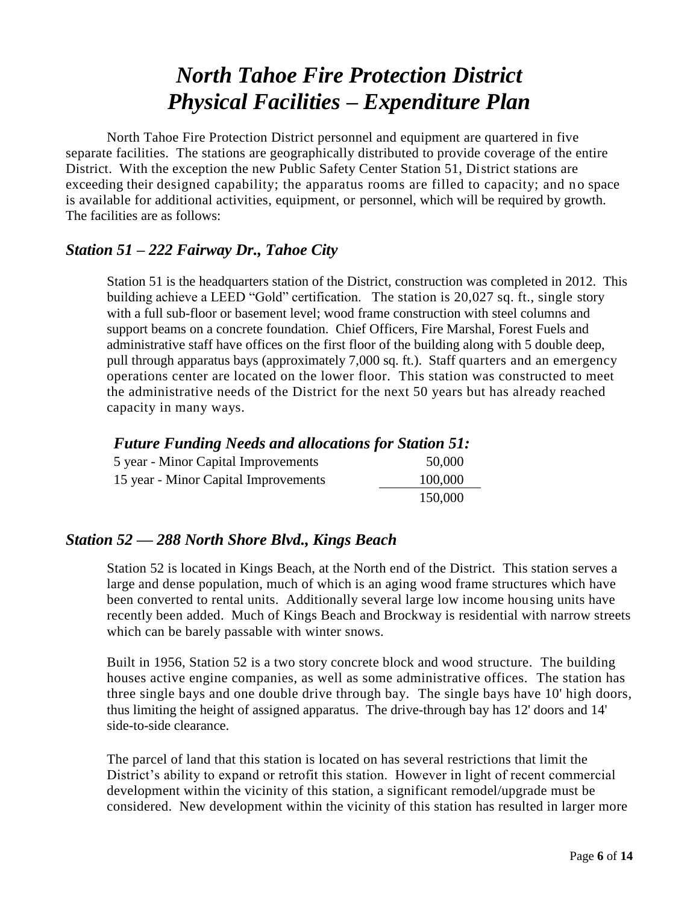# *North Tahoe Fire Protection District Physical Facilities – Expenditure Plan*

North Tahoe Fire Protection District personnel and equipment are quartered in five separate facilities. The stations are geographically distributed to provide coverage of the entire District. With the exception the new Public Safety Center Station 51, District stations are exceeding their designed capability; the apparatus rooms are filled to capacity; and no space is available for additional activities, equipment, or personnel, which will be required by growth. The facilities are as follows:

## *Station 51 – 222 Fairway Dr., Tahoe City*

Station 51 is the headquarters station of the District, construction was completed in 2012. This building achieve a LEED "Gold" certification. The station is 20,027 sq. ft., single story with a full sub-floor or basement level; wood frame construction with steel columns and support beams on a concrete foundation. Chief Officers, Fire Marshal, Forest Fuels and administrative staff have offices on the first floor of the building along with 5 double deep, pull through apparatus bays (approximately 7,000 sq. ft.). Staff quarters and an emergency operations center are located on the lower floor. This station was constructed to meet the administrative needs of the District for the next 50 years but has already reached capacity in many ways.

### *Future Funding Needs and allocations for Station 51:*

| | |
|---|---|
| 5 year - Minor Capital Improvements | 50,000 |
| 15 year - Minor Capital Improvements | 100,000 |
| | 150,000 |

## *Station 52 — 288 North Shore Blvd., Kings Beach*

Station 52 is located in Kings Beach, at the North end of the District. This station serves a large and dense population, much of which is an aging wood frame structures which have been converted to rental units. Additionally several large low income housing units have recently been added. Much of Kings Beach and Brockway is residential with narrow streets which can be barely passable with winter snows.

Built in 1956, Station 52 is a two story concrete block and wood structure. The building houses active engine companies, as well as some administrative offices. The station has three single bays and one double drive through bay. The single bays have 10' high doors, thus limiting the height of assigned apparatus. The drive-through bay has 12' doors and 14' side-to-side clearance.

The parcel of land that this station is located on has several restrictions that limit the District's ability to expand or retrofit this station. However in light of recent commercial development within the vicinity of this station, a significant remodel/upgrade must be considered. New development within the vicinity of this station has resulted in larger more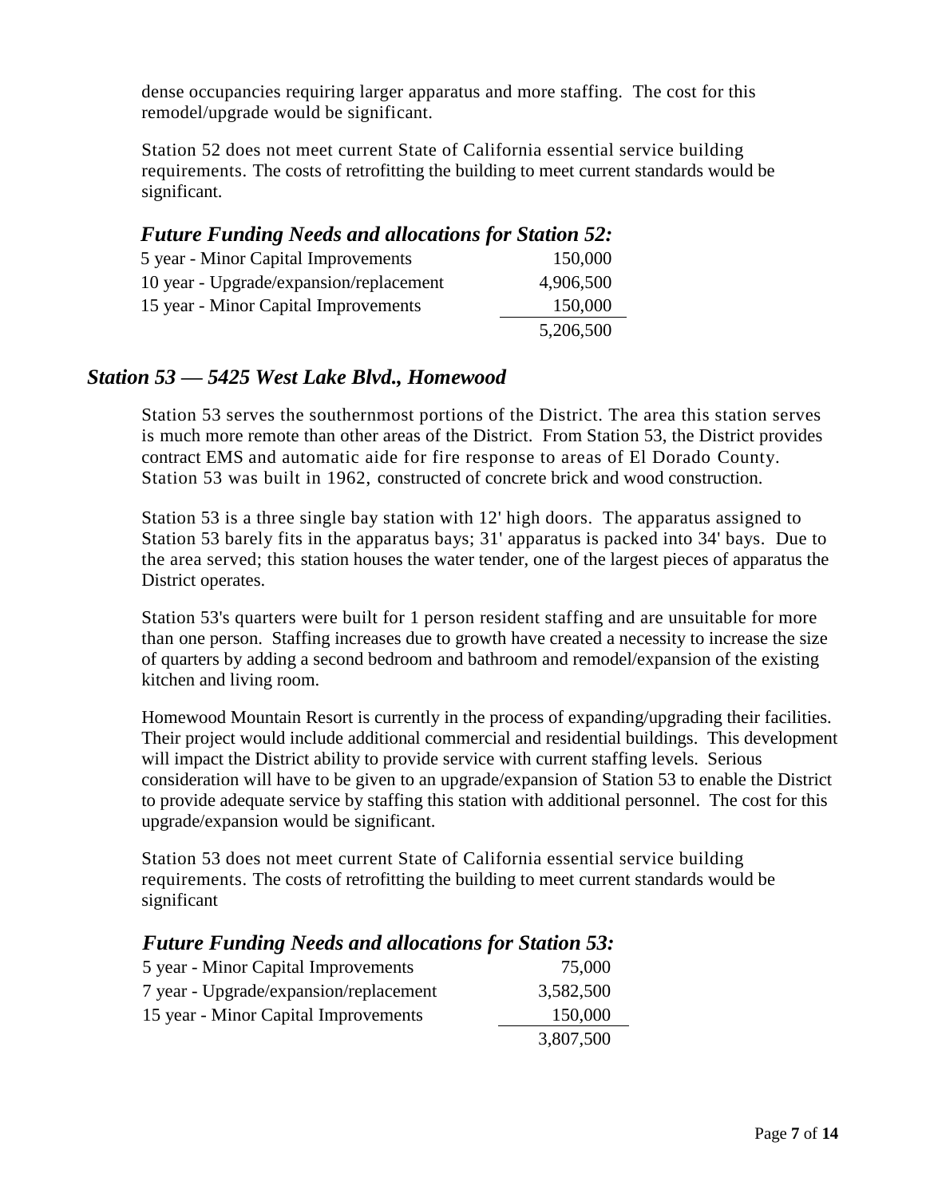dense occupancies requiring larger apparatus and more staffing. The cost for this remodel/upgrade would be significant.

Station 52 does not meet current State of California essential service building requirements. The costs of retrofitting the building to meet current standards would be significant.

### *Future Funding Needs and allocations for Station 52:*

| | |
|---|---:|
| 5 year - Minor Capital Improvements | 150,000 |
| 10 year - Upgrade/expansion/replacement | 4,906,500 |
| 15 year - Minor Capital Improvements | 150,000 |
| | 5,206,500 |

## *Station 53 — 5425 West Lake Blvd., Homewood*

Station 53 serves the southernmost portions of the District. The area this station serves is much more remote than other areas of the District. From Station 53, the District provides contract EMS and automatic aide for fire response to areas of El Dorado County. Station 53 was built in 1962, constructed of concrete brick and wood construction.

Station 53 is a three single bay station with 12' high doors. The apparatus assigned to Station 53 barely fits in the apparatus bays; 31' apparatus is packed into 34' bays. Due to the area served; this station houses the water tender, one of the largest pieces of apparatus the District operates.

Station 53's quarters were built for 1 person resident staffing and are unsuitable for more than one person. Staffing increases due to growth have created a necessity to increase the size of quarters by adding a second bedroom and bathroom and remodel/expansion of the existing kitchen and living room.

Homewood Mountain Resort is currently in the process of expanding/upgrading their facilities. Their project would include additional commercial and residential buildings. This development will impact the District ability to provide service with current staffing levels. Serious consideration will have to be given to an upgrade/expansion of Station 53 to enable the District to provide adequate service by staffing this station with additional personnel. The cost for this upgrade/expansion would be significant.

Station 53 does not meet current State of California essential service building requirements. The costs of retrofitting the building to meet current standards would be significant

### *Future Funding Needs and allocations for Station 53:*

| | |
|---|---:|
| 5 year - Minor Capital Improvements | 75,000 |
| 7 year - Upgrade/expansion/replacement | 3,582,500 |
| 15 year - Minor Capital Improvements | 150,000 |
| | 3,807,500 |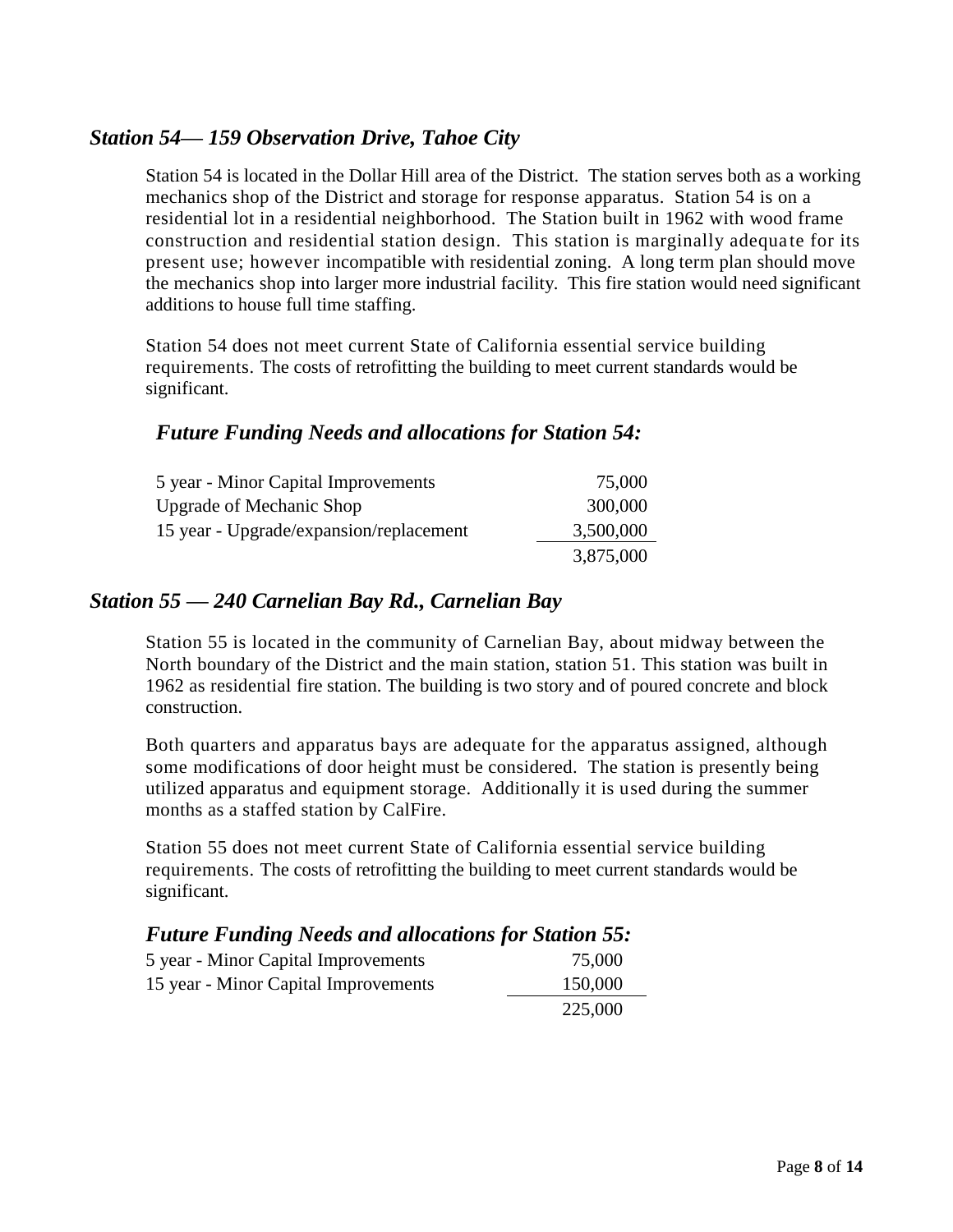### *Station 54— 159 Observation Drive, Tahoe City*

Station 54 is located in the Dollar Hill area of the District. The station serves both as a working mechanics shop of the District and storage for response apparatus. Station 54 is on a residential lot in a residential neighborhood. The Station built in 1962 with wood frame construction and residential station design. This station is marginally adequate for its present use; however incompatible with residential zoning. A long term plan should move the mechanics shop into larger more industrial facility. This fire station would need significant additions to house full time staffing.

Station 54 does not meet current State of California essential service building requirements. The costs of retrofitting the building to meet current standards would be significant.

#### *Future Funding Needs and allocations for Station 54:*

| | |
|---|---:|
| 5 year - Minor Capital Improvements | 75,000 |
| Upgrade of Mechanic Shop | 300,000 |
| 15 year - Upgrade/expansion/replacement | 3,500,000 |
| | 3,875,000 |

### *Station 55 — 240 Carnelian Bay Rd., Carnelian Bay*

Station 55 is located in the community of Carnelian Bay, about midway between the North boundary of the District and the main station, station 51. This station was built in 1962 as residential fire station. The building is two story and of poured concrete and block construction.

Both quarters and apparatus bays are adequate for the apparatus assigned, although some modifications of door height must be considered. The station is presently being utilized apparatus and equipment storage. Additionally it is used during the summer months as a staffed station by CalFire.

Station 55 does not meet current State of California essential service building requirements. The costs of retrofitting the building to meet current standards would be significant.

#### *Future Funding Needs and allocations for Station 55:*

| | |
|---|---:|
| 5 year - Minor Capital Improvements | 75,000 |
| 15 year - Minor Capital Improvements | 150,000 |
| | 225,000 |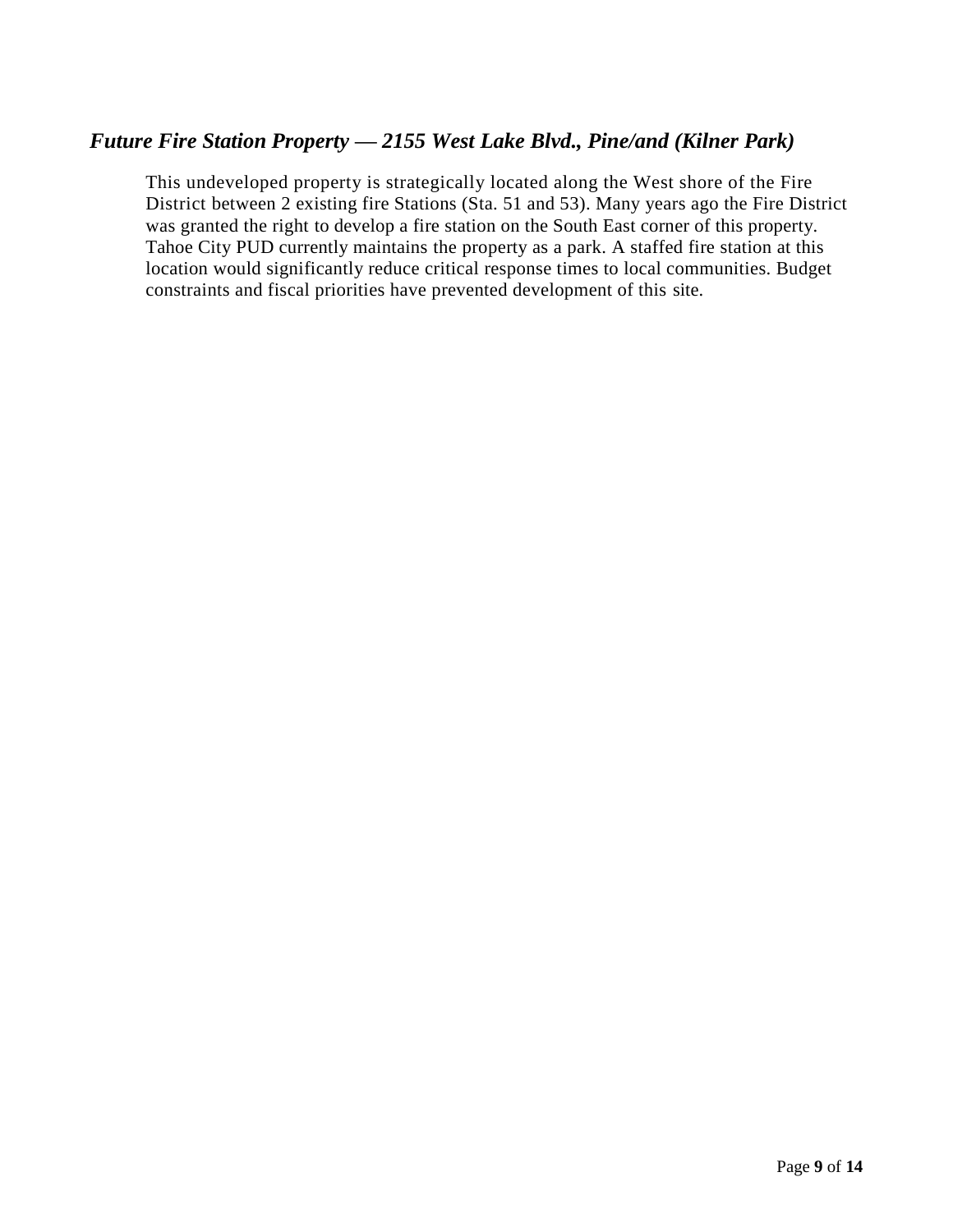### *Future Fire Station Property — 2155 West Lake Blvd., Pine/and (Kilner Park)*

This undeveloped property is strategically located along the West shore of the Fire District between 2 existing fire Stations (Sta. 51 and 53). Many years ago the Fire District was granted the right to develop a fire station on the South East corner of this property. Tahoe City PUD currently maintains the property as a park. A staffed fire station at this location would significantly reduce critical response times to local communities. Budget constraints and fiscal priorities have prevented development of this site.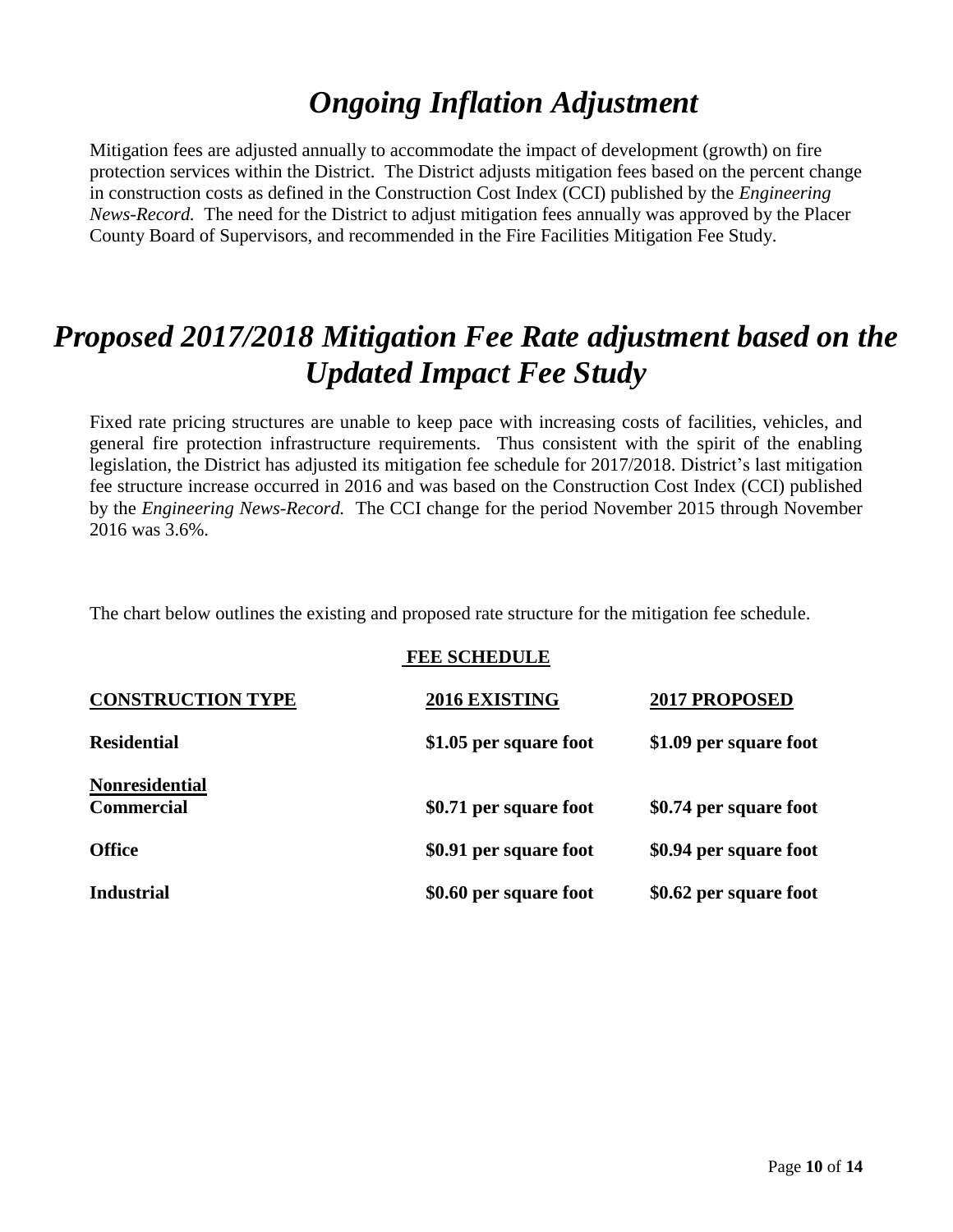# *Ongoing Inflation Adjustment*

Mitigation fees are adjusted annually to accommodate the impact of development (growth) on fire protection services within the District. The District adjusts mitigation fees based on the percent change in construction costs as defined in the Construction Cost Index (CCI) published by the *Engineering News-Record.* The need for the District to adjust mitigation fees annually was approved by the Placer County Board of Supervisors, and recommended in the Fire Facilities Mitigation Fee Study.

# *Proposed 2017/2018 Mitigation Fee Rate adjustment based on the Updated Impact Fee Study*

Fixed rate pricing structures are unable to keep pace with increasing costs of facilities, vehicles, and general fire protection infrastructure requirements. Thus consistent with the spirit of the enabling legislation, the District has adjusted its mitigation fee schedule for 2017/2018. District's last mitigation fee structure increase occurred in 2016 and was based on the Construction Cost Index (CCI) published by the *Engineering News-Record.* The CCI change for the period November 2015 through November 2016 was 3.6%.

The chart below outlines the existing and proposed rate structure for the mitigation fee schedule.

**FEE SCHEDULE**

| **CONSTRUCTION TYPE** | **2016 EXISTING** | **2017 PROPOSED** |
|---|---|---|
| **Residential** | **$1.05 per square foot** | **$1.09 per square foot** |
| **Nonresidential** | | |
| **Commercial** | **$0.71 per square foot** | **$0.74 per square foot** |
| **Office** | **$0.91 per square foot** | **$0.94 per square foot** |
| **Industrial** | **$0.60 per square foot** | **$0.62 per square foot** |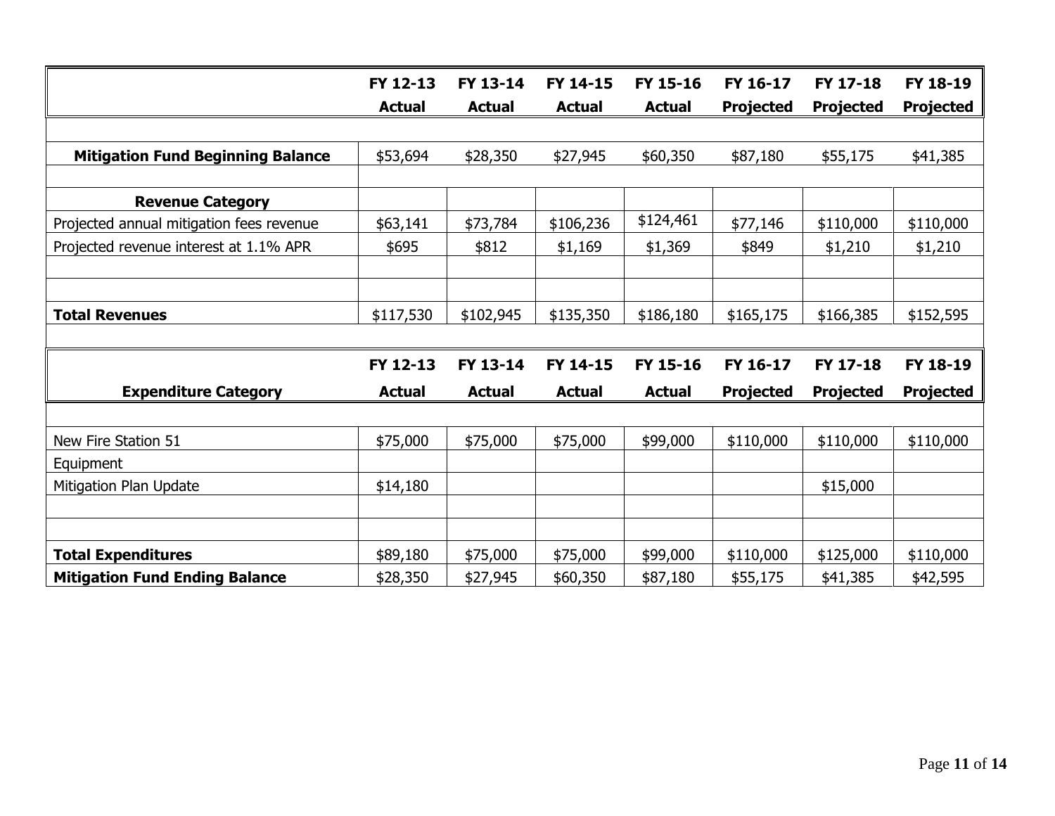| | FY 12-13 Actual | FY 13-14 Actual | FY 14-15 Actual | FY 15-16 Actual | FY 16-17 Projected | FY 17-18 Projected | FY 18-19 Projected |
|---|---|---|---|---|---|---|---|
| | | | | | | | |
| **Mitigation Fund Beginning Balance** | $53,694 | $28,350 | $27,945 | $60,350 | $87,180 | $55,175 | $41,385 |
| | | | | | | | |
| **Revenue Category** | | | | | | | |
| Projected annual mitigation fees revenue | $63,141 | $73,784 | $106,236 | $124,461 | $77,146 | $110,000 | $110,000 |
| Projected revenue interest at 1.1% APR | $695 | $812 | $1,169 | $1,369 | $849 | $1,210 | $1,210 |
| | | | | | | | |
| | | | | | | | |
| **Total Revenues** | $117,530 | $102,945 | $135,350 | $186,180 | $165,175 | $166,385 | $152,595 |

| **Expenditure Category** | FY 12-13 Actual | FY 13-14 Actual | FY 14-15 Actual | FY 15-16 Actual | FY 16-17 Projected | FY 17-18 Projected | FY 18-19 Projected |
|---|---|---|---|---|---|---|---|
| | | | | | | | |
| New Fire Station 51 | $75,000 | $75,000 | $75,000 | $99,000 | $110,000 | $110,000 | $110,000 |
| Equipment | | | | | | | |
| Mitigation Plan Update | $14,180 | | | | | $15,000 | |
| | | | | | | | |
| | | | | | | | |
| **Total Expenditures** | $89,180 | $75,000 | $75,000 | $99,000 | $110,000 | $125,000 | $110,000 |
| **Mitigation Fund Ending Balance** | $28,350 | $27,945 | $60,350 | $87,180 | $55,175 | $41,385 | $42,595 |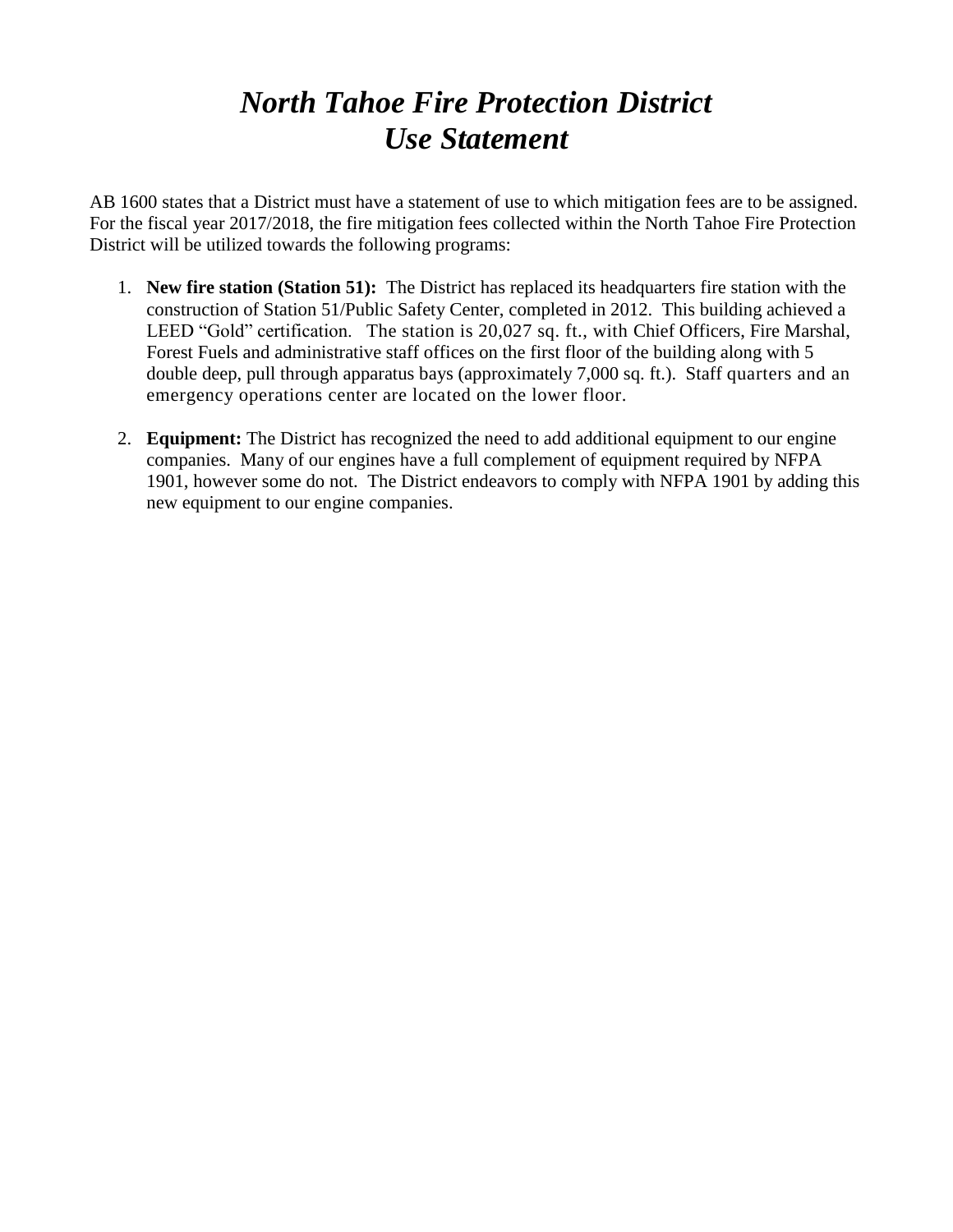# *North Tahoe Fire Protection District*
# *Use Statement*

AB 1600 states that a District must have a statement of use to which mitigation fees are to be assigned. For the fiscal year 2017/2018, the fire mitigation fees collected within the North Tahoe Fire Protection District will be utilized towards the following programs:

1. **New fire station (Station 51):** The District has replaced its headquarters fire station with the construction of Station 51/Public Safety Center, completed in 2012. This building achieved a LEED "Gold" certification. The station is 20,027 sq. ft., with Chief Officers, Fire Marshal, Forest Fuels and administrative staff offices on the first floor of the building along with 5 double deep, pull through apparatus bays (approximately 7,000 sq. ft.). Staff quarters and an emergency operations center are located on the lower floor.

2. **Equipment:** The District has recognized the need to add additional equipment to our engine companies. Many of our engines have a full complement of equipment required by NFPA 1901, however some do not. The District endeavors to comply with NFPA 1901 by adding this new equipment to our engine companies.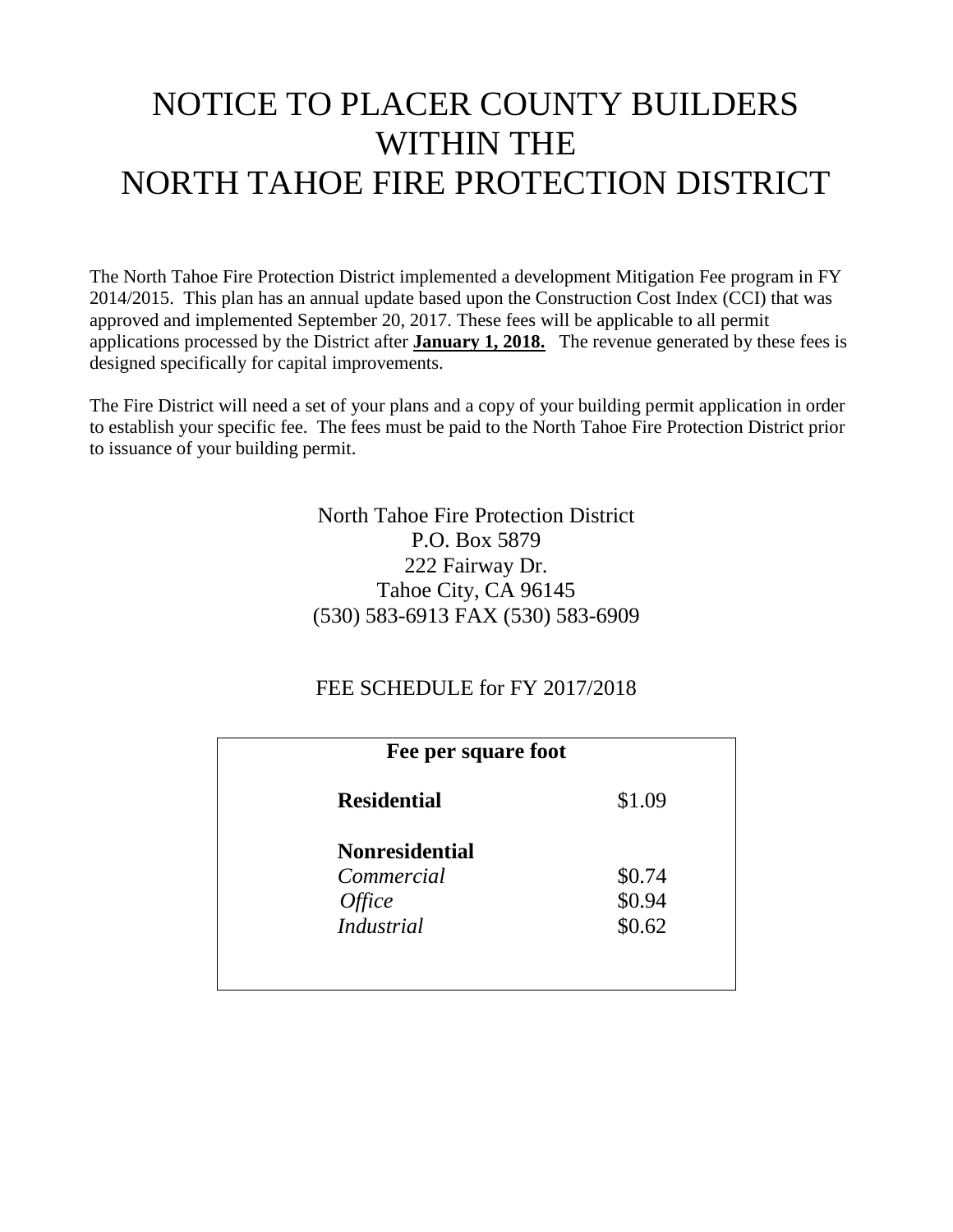# NOTICE TO PLACER COUNTY BUILDERS WITHIN THE NORTH TAHOE FIRE PROTECTION DISTRICT

The North Tahoe Fire Protection District implemented a development Mitigation Fee program in FY 2014/2015. This plan has an annual update based upon the Construction Cost Index (CCI) that was approved and implemented September 20, 2017. These fees will be applicable to all permit applications processed by the District after **January 1, 2018.** The revenue generated by these fees is designed specifically for capital improvements.

The Fire District will need a set of your plans and a copy of your building permit application in order to establish your specific fee. The fees must be paid to the North Tahoe Fire Protection District prior to issuance of your building permit.

North Tahoe Fire Protection District
P.O. Box 5879
222 Fairway Dr.
Tahoe City, CA 96145
(530) 583-6913 FAX (530) 583-6909

FEE SCHEDULE for FY 2017/2018

| **Fee per square foot** | |
|---|---|
| **Residential** | $1.09 |
| **Nonresidential** | |
| *Commercial* | $0.74 |
| *Office* | $0.94 |
| *Industrial* | $0.62 |